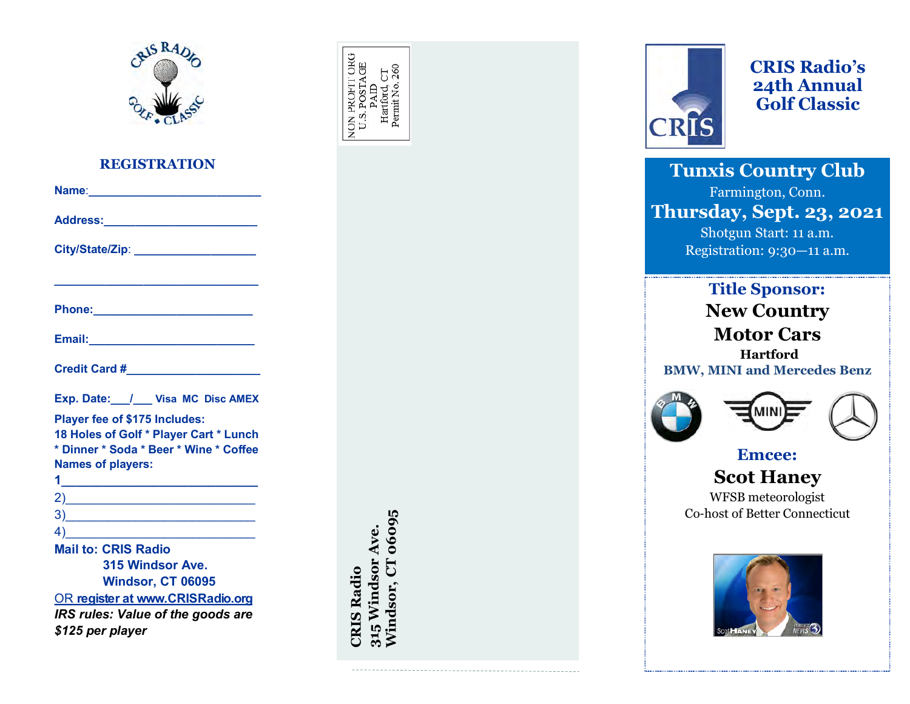CRIS RADIO GOLF • CLASSIC

## REGISTRATION

**Name**:___________________________

**Address:**________________________

**City/State/Zip**: ___________________

________________________________

**Phone:**_________________________

**Email:**__________________________

**Credit Card #**_____________________

**Exp. Date:**___/___ **Visa MC Disc AMEX**

**Player fee of $175 Includes:**
**18 Holes of Golf * Player Cart * Lunch * Dinner * Soda * Beer * Wine * Coffee**
**Names of players:**

**1**____________________________
2)____________________________
3)____________________________
4)____________________________

**Mail to: CRIS Radio**
**315 Windsor Ave.**
**Windsor, CT 06095**

OR **register at www.CRISRadio.org**

***IRS rules: Value of the goods are $125 per player***

NON PROFIT ORG
U.S. POSTAGE
PAID
Hartford, CT
Permit No. 260

**CRIS Radio**
**315 Windsor Ave.**
**Windsor, CT 06095**

CRIS

# CRIS Radio's 24th Annual Golf Classic

## Tunxis Country Club

Farmington, Conn.

## Thursday, Sept. 23, 2021

Shotgun Start: 11 a.m.
Registration: 9:30—11 a.m.

### Title Sponsor:

## New Country Motor Cars

**Hartford**

**BMW, MINI and Mercedes Benz**

### Emcee:

## Scot Haney

WFSB meteorologist
Co-host of Better Connecticut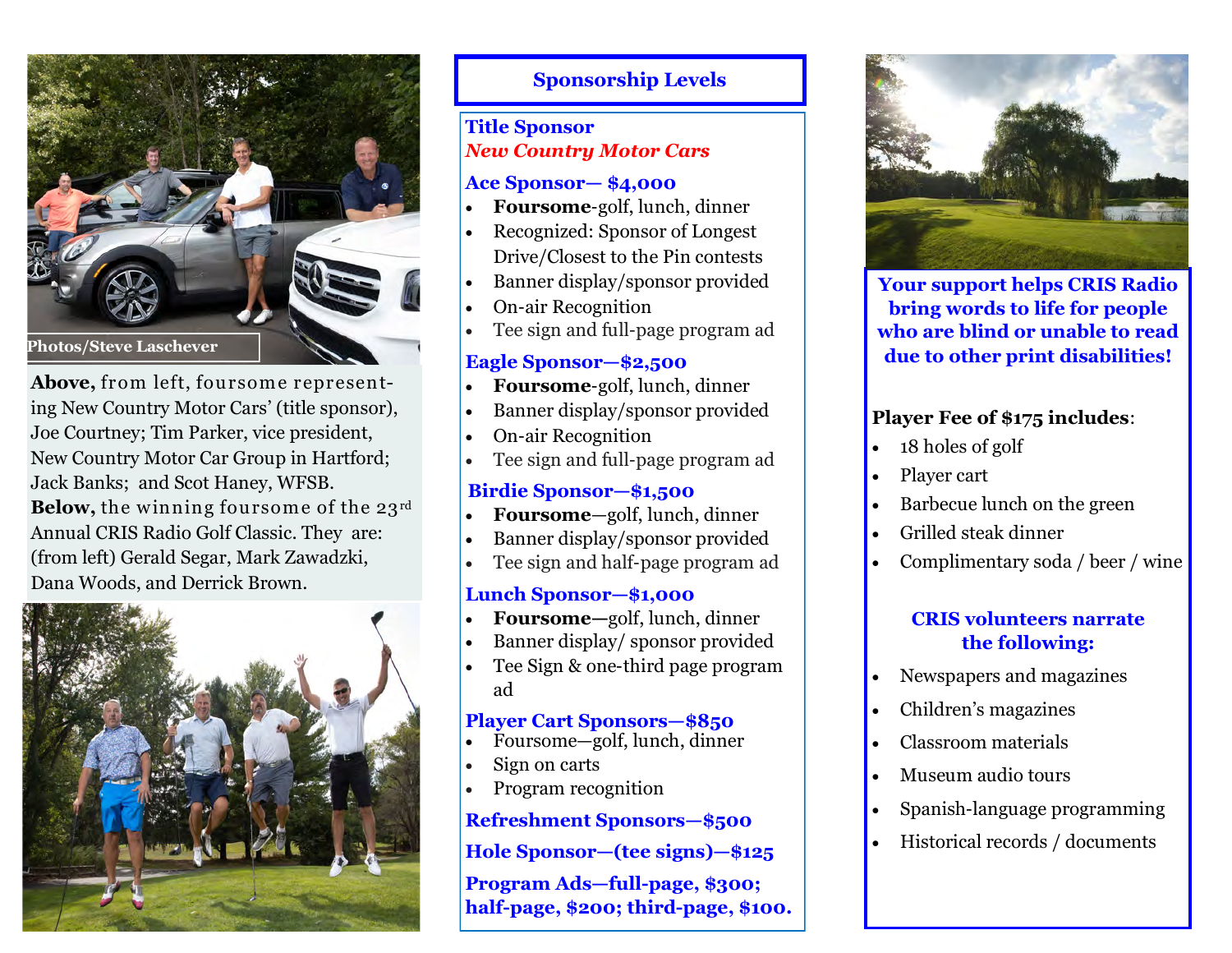Photos/Steve Laschever

**Above,** from left, foursome representing New Country Motor Cars' (title sponsor), Joe Courtney; Tim Parker, vice president, New Country Motor Car Group in Hartford; Jack Banks; and Scot Haney, WFSB. **Below,** the winning foursome of the 23rd Annual CRIS Radio Golf Classic. They are: (from left) Gerald Segar, Mark Zawadzki, Dana Woods, and Derrick Brown.

## Sponsorship Levels

### Title Sponsor
*New Country Motor Cars*

### Ace Sponsor— $4,000

- **Foursome**-golf, lunch, dinner
- Recognized: Sponsor of Longest Drive/Closest to the Pin contests
- Banner display/sponsor provided
- On-air Recognition
- Tee sign and full-page program ad

### Eagle Sponsor—$2,500

- **Foursome**-golf, lunch, dinner
- Banner display/sponsor provided
- On-air Recognition
- Tee sign and full-page program ad

### Birdie Sponsor—$1,500

- **Foursome**—golf, lunch, dinner
- Banner display/sponsor provided
- Tee sign and half-page program ad

### Lunch Sponsor—$1,000

- **Foursome**—golf, lunch, dinner
- Banner display/ sponsor provided
- Tee Sign & one-third page program ad

### Player Cart Sponsors—$850

- Foursome—golf, lunch, dinner
- Sign on carts
- Program recognition

### Refreshment Sponsors—$500

### Hole Sponsor—(tee signs)—$125

### Program Ads—full-page, $300; half-page, $200; third-page, $100.

**Your support helps CRIS Radio bring words to life for people who are blind or unable to read due to other print disabilities!**

**Player Fee of $175 includes**:

- 18 holes of golf
- Player cart
- Barbecue lunch on the green
- Grilled steak dinner
- Complimentary soda / beer / wine

**CRIS volunteers narrate the following:**

- Newspapers and magazines
- Children's magazines
- Classroom materials
- Museum audio tours
- Spanish-language programming
- Historical records / documents